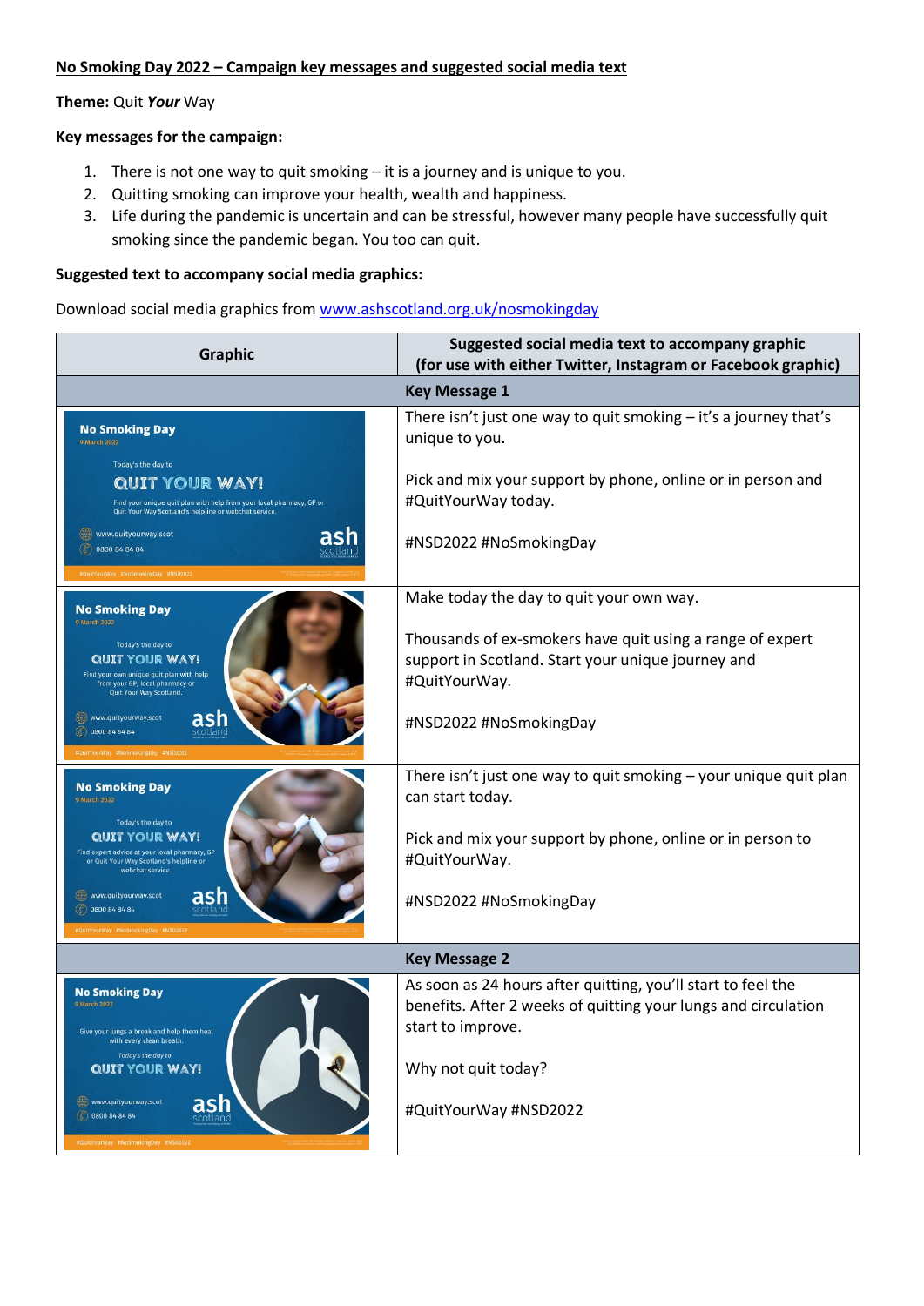**No Smoking Day 2022 – Campaign key messages and suggested social media text**

**Theme:** Quit ***Your*** Way

**Key messages for the campaign:**

1. There is not one way to quit smoking – it is a journey and is unique to you.
2. Quitting smoking can improve your health, wealth and happiness.
3. Life during the pandemic is uncertain and can be stressful, however many people have successfully quit smoking since the pandemic began. You too can quit.

**Suggested text to accompany social media graphics:**

Download social media graphics from www.ashscotland.org.uk/nosmokingday

| Graphic | Suggested social media text to accompany graphic (for use with either Twitter, Instagram or Facebook graphic) |
|---|---|
| | **Key Message 1** |
| No Smoking Day 9 March 2022. Today's the day to QUIT YOUR WAY! Find your unique quit plan with help from your local pharmacy, GP or Quit Your Way Scotland's helpline or webchat service. www.quityourway.scot 0800 84 84 84 ash scotland #QuitYourWay #NoSmokingDay #NSD2022 | There isn't just one way to quit smoking – it's a journey that's unique to you.<br><br>Pick and mix your support by phone, online or in person and #QuitYourWay today.<br><br>#NSD2022 #NoSmokingDay |
| No Smoking Day 9 March 2022. Today's the day to QUIT YOUR WAY! Find your own unique quit plan with help from your GP, local pharmacy or Quit Your Way Scotland. www.quityourway.scot 0800 84 84 84 ash scotland #QuitYourWay #NoSmokingDay #NSD2022 | Make today the day to quit your own way.<br><br>Thousands of ex-smokers have quit using a range of expert support in Scotland. Start your unique journey and #QuitYourWay.<br><br>#NSD2022 #NoSmokingDay |
| No Smoking Day 9 March 2022. Today's the day to QUIT YOUR WAY! Find expert advice at your local pharmacy, GP or Quit Your Way Scotland's helpline or webchat service. www.quityourway.scot 0800 84 84 84 ash scotland #QuitYourWay #NoSmokingDay #NSD2022 | There isn't just one way to quit smoking – your unique quit plan can start today.<br><br>Pick and mix your support by phone, online or in person to #QuitYourWay.<br><br>#NSD2022 #NoSmokingDay |
| | **Key Message 2** |
| No Smoking Day 9 March 2022. Give your lungs a break and help them heal with every clean breath. Today's the day to QUIT YOUR WAY! www.quityourway.scot 0800 84 84 84 ash scotland #QuitYourWay #NoSmokingDay #NSD2022 | As soon as 24 hours after quitting, you'll start to feel the benefits. After 2 weeks of quitting your lungs and circulation start to improve.<br><br>Why not quit today?<br><br>#QuitYourWay #NSD2022 |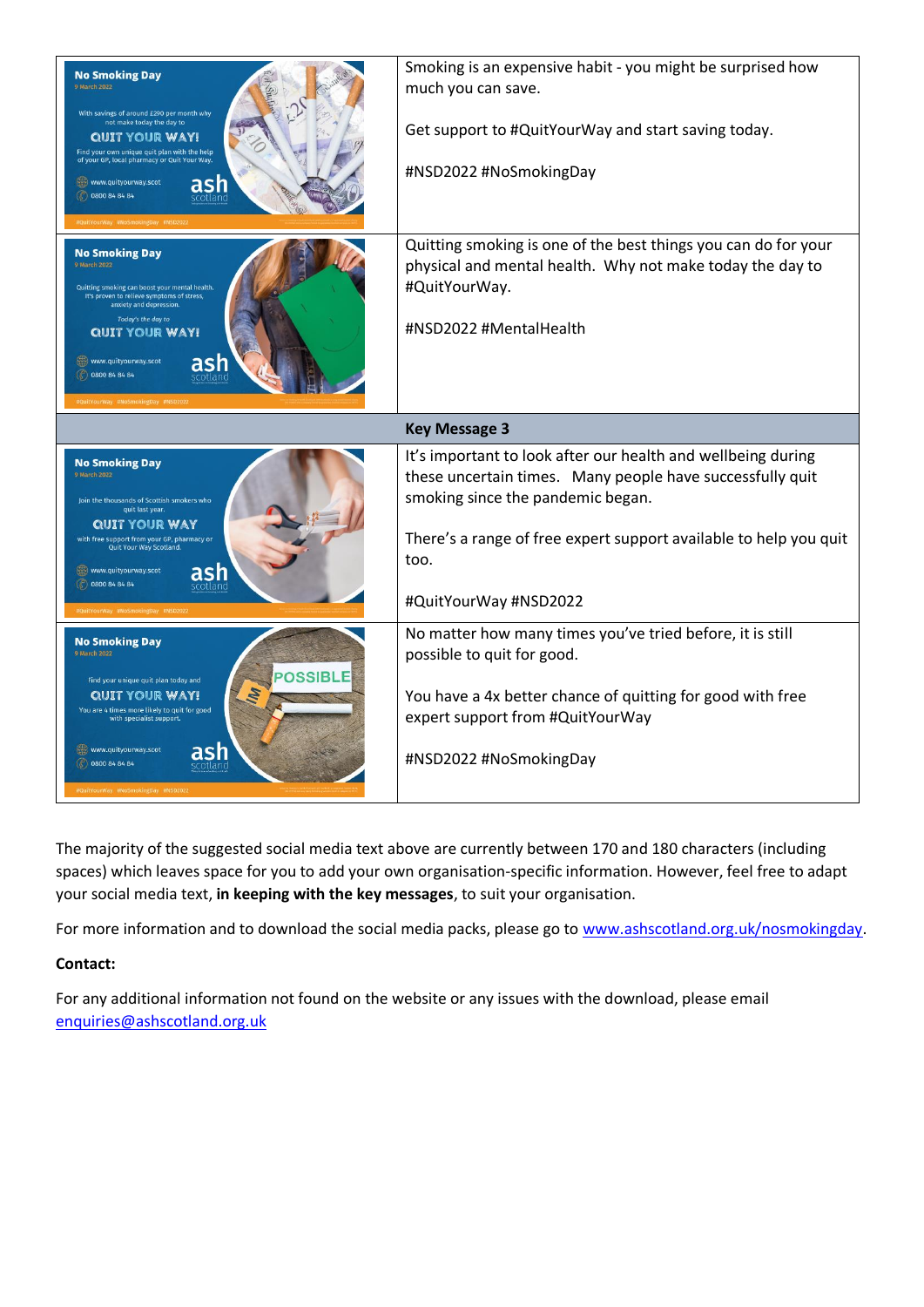| | |
|---|---|
| No Smoking Day<br>9 March 2022<br>With savings of around £290 per month why not make today the day to<br>QUIT YOUR WAY!<br>Find your own unique quit plan with the help of your GP, local pharmacy or Quit Your Way.<br>www.quityourway.scot<br>0800 84 84 84<br>ash scotland<br>#QuitYourWay #NoSmokingDay #NSD2022 | Smoking is an expensive habit - you might be surprised how much you can save.<br><br>Get support to #QuitYourWay and start saving today.<br><br>#NSD2022 #NoSmokingDay |
| No Smoking Day<br>9 March 2022<br>Quitting smoking can boost your mental health. It's proven to relieve symptoms of stress, anxiety and depression.<br>Today's the day to<br>QUIT YOUR WAY!<br>www.quityourway.scot<br>0800 84 84 84<br>ash scotland<br>#QuitYourWay #NoSmokingDay #NSD2022 | Quitting smoking is one of the best things you can do for your physical and mental health. Why not make today the day to #QuitYourWay.<br><br>#NSD2022 #MentalHealth |
| **Key Message 3** | |
| No Smoking Day<br>9 March 2022<br>Join the thousands of Scottish smokers who quit last year.<br>QUIT YOUR WAY<br>with free support from your GP, pharmacy or Quit Your Way Scotland.<br>www.quityourway.scot<br>0800 84 84 84<br>ash scotland<br>#QuitYourWay #NoSmokingDay #NSD2022 | It's important to look after our health and wellbeing during these uncertain times. Many people have successfully quit smoking since the pandemic began.<br><br>There's a range of free expert support available to help you quit too.<br><br>#QuitYourWay #NSD2022 |
| No Smoking Day<br>9 March 2022<br>Find your unique quit plan today and<br>QUIT YOUR WAY!<br>You are 4 times more likely to quit for good with specialist support.<br>www.quityourway.scot<br>0800 84 84 84<br>ash scotland<br>#QuitYourWay #NoSmokingDay #NSD2022 | No matter how many times you've tried before, it is still possible to quit for good.<br><br>You have a 4x better chance of quitting for good with free expert support from #QuitYourWay<br><br>#NSD2022 #NoSmokingDay |

The majority of the suggested social media text above are currently between 170 and 180 characters (including spaces) which leaves space for you to add your own organisation-specific information. However, feel free to adapt your social media text, **in keeping with the key messages**, to suit your organisation.

For more information and to download the social media packs, please go to [www.ashscotland.org.uk/nosmokingday](www.ashscotland.org.uk/nosmokingday).

**Contact:**

For any additional information not found on the website or any issues with the download, please email [enquiries@ashscotland.org.uk](mailto:enquiries@ashscotland.org.uk)